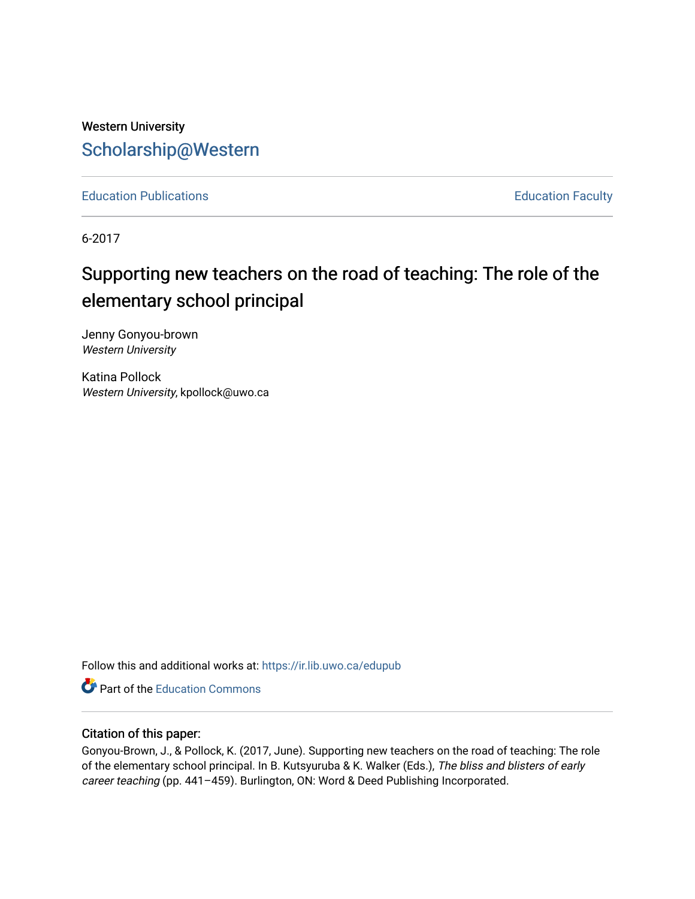Western University

# Scholarship@Western

Education Publications | Education Faculty

6-2017

## Supporting new teachers on the road of teaching: The role of the elementary school principal

Jenny Gonyou-brown
*Western University*

Katina Pollock
*Western University*, kpollock@uwo.ca

Follow this and additional works at: https://ir.lib.uwo.ca/edupub

Part of the Education Commons

### Citation of this paper:

Gonyou-Brown, J., & Pollock, K. (2017, June). Supporting new teachers on the road of teaching: The role of the elementary school principal. In B. Kutsyuruba & K. Walker (Eds.), *The bliss and blisters of early career teaching* (pp. 441–459). Burlington, ON: Word & Deed Publishing Incorporated.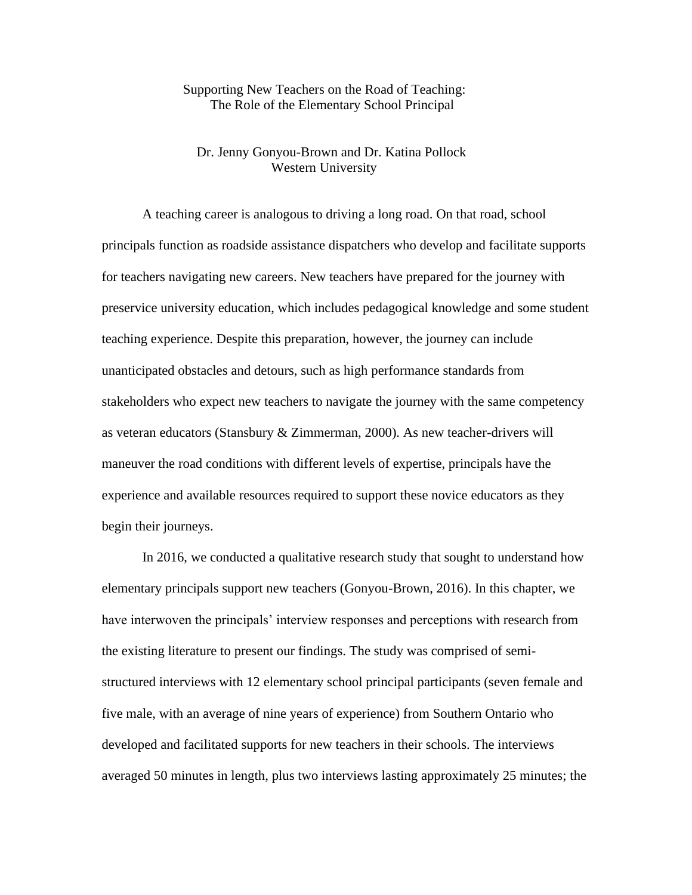# Supporting New Teachers on the Road of Teaching: The Role of the Elementary School Principal

Dr. Jenny Gonyou-Brown and Dr. Katina Pollock
Western University

A teaching career is analogous to driving a long road. On that road, school principals function as roadside assistance dispatchers who develop and facilitate supports for teachers navigating new careers. New teachers have prepared for the journey with preservice university education, which includes pedagogical knowledge and some student teaching experience. Despite this preparation, however, the journey can include unanticipated obstacles and detours, such as high performance standards from stakeholders who expect new teachers to navigate the journey with the same competency as veteran educators (Stansbury & Zimmerman, 2000). As new teacher-drivers will maneuver the road conditions with different levels of expertise, principals have the experience and available resources required to support these novice educators as they begin their journeys.

In 2016, we conducted a qualitative research study that sought to understand how elementary principals support new teachers (Gonyou-Brown, 2016). In this chapter, we have interwoven the principals' interview responses and perceptions with research from the existing literature to present our findings. The study was comprised of semi-structured interviews with 12 elementary school principal participants (seven female and five male, with an average of nine years of experience) from Southern Ontario who developed and facilitated supports for new teachers in their schools. The interviews averaged 50 minutes in length, plus two interviews lasting approximately 25 minutes; the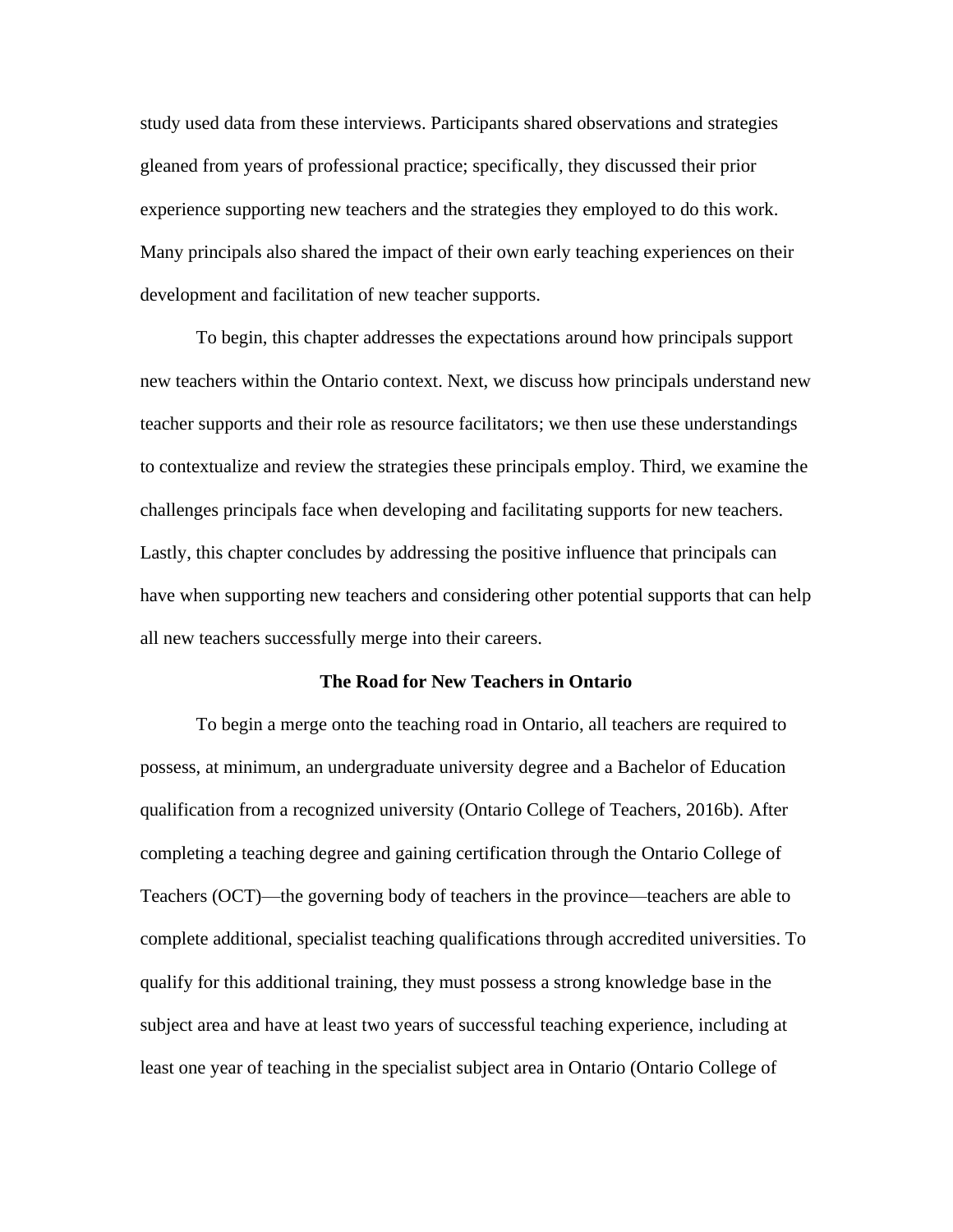study used data from these interviews. Participants shared observations and strategies gleaned from years of professional practice; specifically, they discussed their prior experience supporting new teachers and the strategies they employed to do this work. Many principals also shared the impact of their own early teaching experiences on their development and facilitation of new teacher supports.

To begin, this chapter addresses the expectations around how principals support new teachers within the Ontario context. Next, we discuss how principals understand new teacher supports and their role as resource facilitators; we then use these understandings to contextualize and review the strategies these principals employ. Third, we examine the challenges principals face when developing and facilitating supports for new teachers. Lastly, this chapter concludes by addressing the positive influence that principals can have when supporting new teachers and considering other potential supports that can help all new teachers successfully merge into their careers.

## The Road for New Teachers in Ontario

To begin a merge onto the teaching road in Ontario, all teachers are required to possess, at minimum, an undergraduate university degree and a Bachelor of Education qualification from a recognized university (Ontario College of Teachers, 2016b). After completing a teaching degree and gaining certification through the Ontario College of Teachers (OCT)—the governing body of teachers in the province—teachers are able to complete additional, specialist teaching qualifications through accredited universities. To qualify for this additional training, they must possess a strong knowledge base in the subject area and have at least two years of successful teaching experience, including at least one year of teaching in the specialist subject area in Ontario (Ontario College of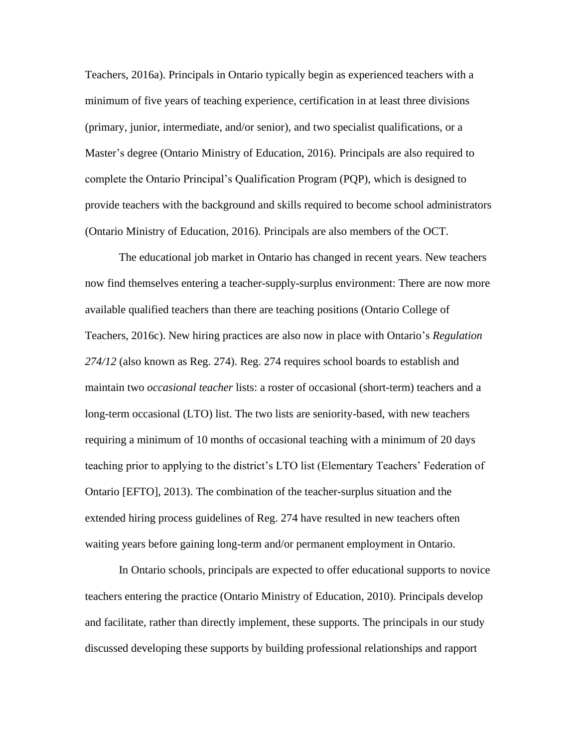Teachers, 2016a). Principals in Ontario typically begin as experienced teachers with a minimum of five years of teaching experience, certification in at least three divisions (primary, junior, intermediate, and/or senior), and two specialist qualifications, or a Master's degree (Ontario Ministry of Education, 2016). Principals are also required to complete the Ontario Principal's Qualification Program (PQP), which is designed to provide teachers with the background and skills required to become school administrators (Ontario Ministry of Education, 2016). Principals are also members of the OCT.

The educational job market in Ontario has changed in recent years. New teachers now find themselves entering a teacher-supply-surplus environment: There are now more available qualified teachers than there are teaching positions (Ontario College of Teachers, 2016c). New hiring practices are also now in place with Ontario's *Regulation 274/12* (also known as Reg. 274). Reg. 274 requires school boards to establish and maintain two *occasional teacher* lists: a roster of occasional (short-term) teachers and a long-term occasional (LTO) list. The two lists are seniority-based, with new teachers requiring a minimum of 10 months of occasional teaching with a minimum of 20 days teaching prior to applying to the district's LTO list (Elementary Teachers' Federation of Ontario [EFTO], 2013). The combination of the teacher-surplus situation and the extended hiring process guidelines of Reg. 274 have resulted in new teachers often waiting years before gaining long-term and/or permanent employment in Ontario.

In Ontario schools, principals are expected to offer educational supports to novice teachers entering the practice (Ontario Ministry of Education, 2010). Principals develop and facilitate, rather than directly implement, these supports. The principals in our study discussed developing these supports by building professional relationships and rapport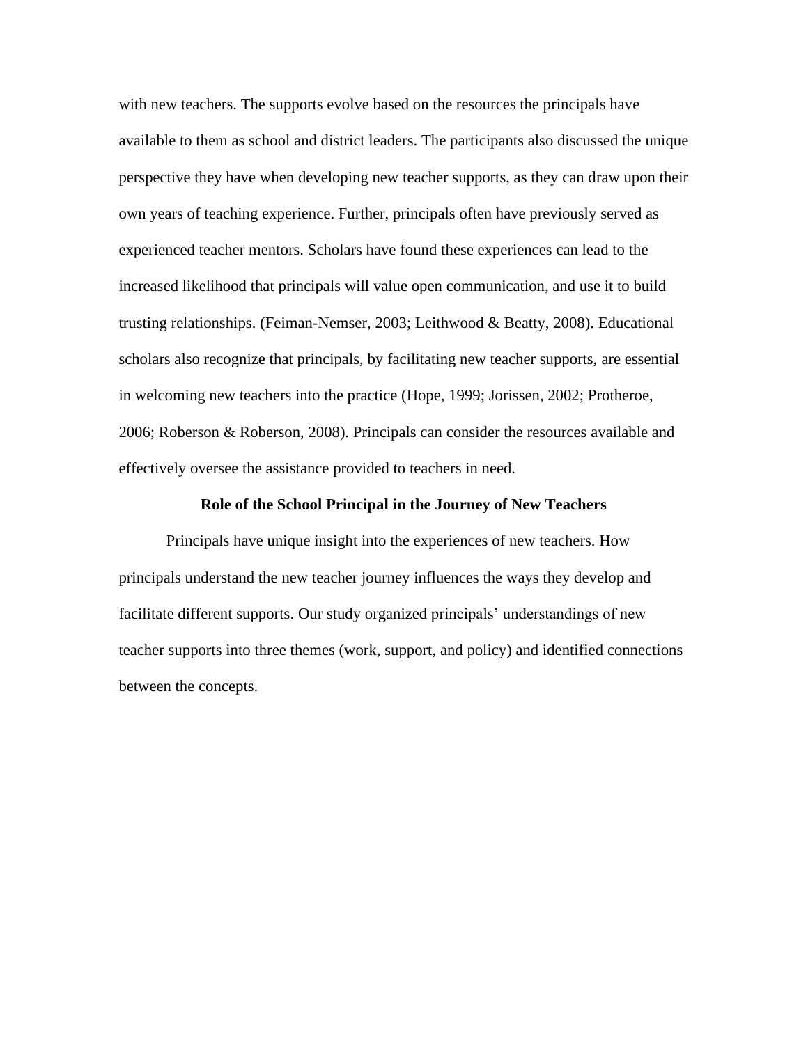with new teachers. The supports evolve based on the resources the principals have available to them as school and district leaders. The participants also discussed the unique perspective they have when developing new teacher supports, as they can draw upon their own years of teaching experience. Further, principals often have previously served as experienced teacher mentors. Scholars have found these experiences can lead to the increased likelihood that principals will value open communication, and use it to build trusting relationships. (Feiman-Nemser, 2003; Leithwood & Beatty, 2008). Educational scholars also recognize that principals, by facilitating new teacher supports, are essential in welcoming new teachers into the practice (Hope, 1999; Jorissen, 2002; Protheroe, 2006; Roberson & Roberson, 2008). Principals can consider the resources available and effectively oversee the assistance provided to teachers in need.

## Role of the School Principal in the Journey of New Teachers

Principals have unique insight into the experiences of new teachers. How principals understand the new teacher journey influences the ways they develop and facilitate different supports. Our study organized principals' understandings of new teacher supports into three themes (work, support, and policy) and identified connections between the concepts.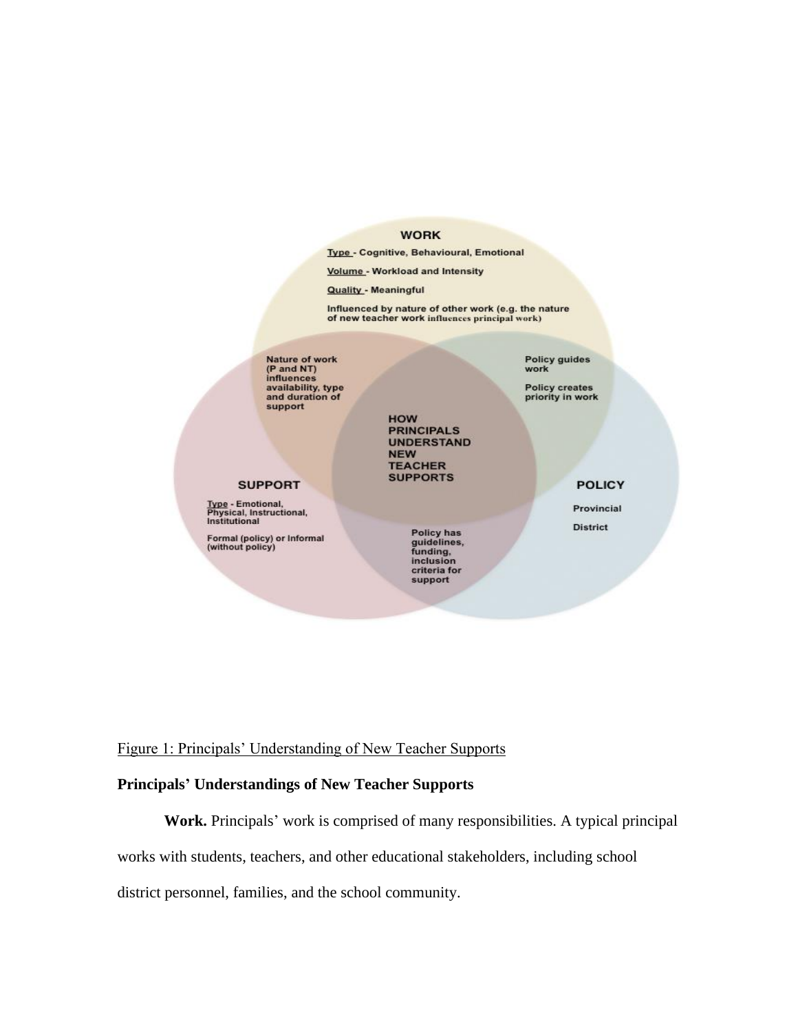**WORK**

Type - Cognitive, Behavioural, Emotional

Volume - Workload and Intensity

Quality - Meaningful

Influenced by nature of other work (e.g. the nature of new teacher work influences principal work)

Nature of work (P and NT) influences availability, type and duration of support

Policy guides work

Policy creates priority in work

HOW PRINCIPALS UNDERSTAND NEW TEACHER SUPPORTS

**SUPPORT**

Type - Emotional, Physical, Instructional, Institutional

Formal (policy) or Informal (without policy)

**POLICY**

Provincial

District

Policy has guidelines, funding, inclusion criteria for support

Figure 1: Principals' Understanding of New Teacher Supports

**Principals' Understandings of New Teacher Supports**

**Work.** Principals' work is comprised of many responsibilities. A typical principal works with students, teachers, and other educational stakeholders, including school district personnel, families, and the school community.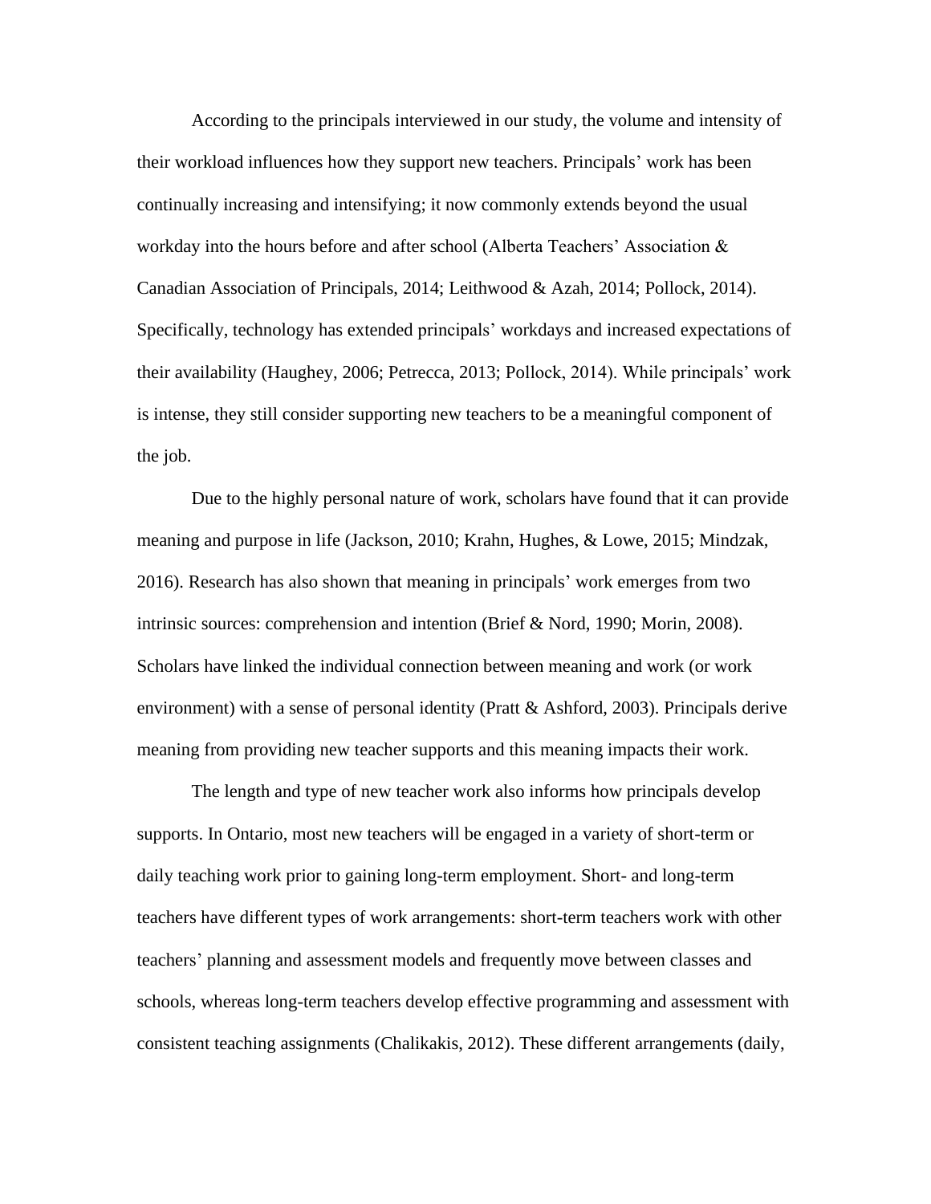According to the principals interviewed in our study, the volume and intensity of their workload influences how they support new teachers. Principals' work has been continually increasing and intensifying; it now commonly extends beyond the usual workday into the hours before and after school (Alberta Teachers' Association & Canadian Association of Principals, 2014; Leithwood & Azah, 2014; Pollock, 2014). Specifically, technology has extended principals' workdays and increased expectations of their availability (Haughey, 2006; Petrecca, 2013; Pollock, 2014). While principals' work is intense, they still consider supporting new teachers to be a meaningful component of the job.

Due to the highly personal nature of work, scholars have found that it can provide meaning and purpose in life (Jackson, 2010; Krahn, Hughes, & Lowe, 2015; Mindzak, 2016). Research has also shown that meaning in principals' work emerges from two intrinsic sources: comprehension and intention (Brief & Nord, 1990; Morin, 2008). Scholars have linked the individual connection between meaning and work (or work environment) with a sense of personal identity (Pratt & Ashford, 2003). Principals derive meaning from providing new teacher supports and this meaning impacts their work.

The length and type of new teacher work also informs how principals develop supports. In Ontario, most new teachers will be engaged in a variety of short-term or daily teaching work prior to gaining long-term employment. Short- and long-term teachers have different types of work arrangements: short-term teachers work with other teachers' planning and assessment models and frequently move between classes and schools, whereas long-term teachers develop effective programming and assessment with consistent teaching assignments (Chalikakis, 2012). These different arrangements (daily,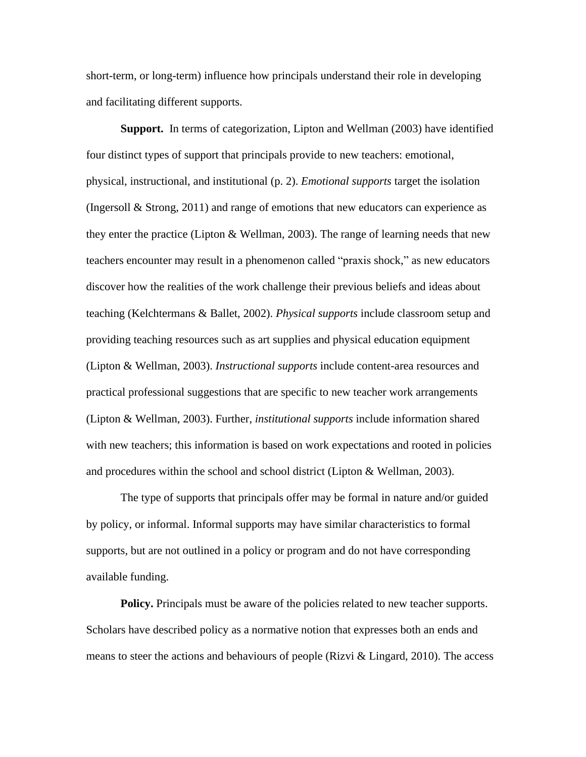short-term, or long-term) influence how principals understand their role in developing and facilitating different supports.

**Support.** In terms of categorization, Lipton and Wellman (2003) have identified four distinct types of support that principals provide to new teachers: emotional, physical, instructional, and institutional (p. 2). *Emotional supports* target the isolation (Ingersoll & Strong, 2011) and range of emotions that new educators can experience as they enter the practice (Lipton & Wellman, 2003). The range of learning needs that new teachers encounter may result in a phenomenon called "praxis shock," as new educators discover how the realities of the work challenge their previous beliefs and ideas about teaching (Kelchtermans & Ballet, 2002). *Physical supports* include classroom setup and providing teaching resources such as art supplies and physical education equipment (Lipton & Wellman, 2003). *Instructional supports* include content-area resources and practical professional suggestions that are specific to new teacher work arrangements (Lipton & Wellman, 2003). Further, *institutional supports* include information shared with new teachers; this information is based on work expectations and rooted in policies and procedures within the school and school district (Lipton & Wellman, 2003).

The type of supports that principals offer may be formal in nature and/or guided by policy, or informal. Informal supports may have similar characteristics to formal supports, but are not outlined in a policy or program and do not have corresponding available funding.

**Policy.** Principals must be aware of the policies related to new teacher supports. Scholars have described policy as a normative notion that expresses both an ends and means to steer the actions and behaviours of people (Rizvi & Lingard, 2010). The access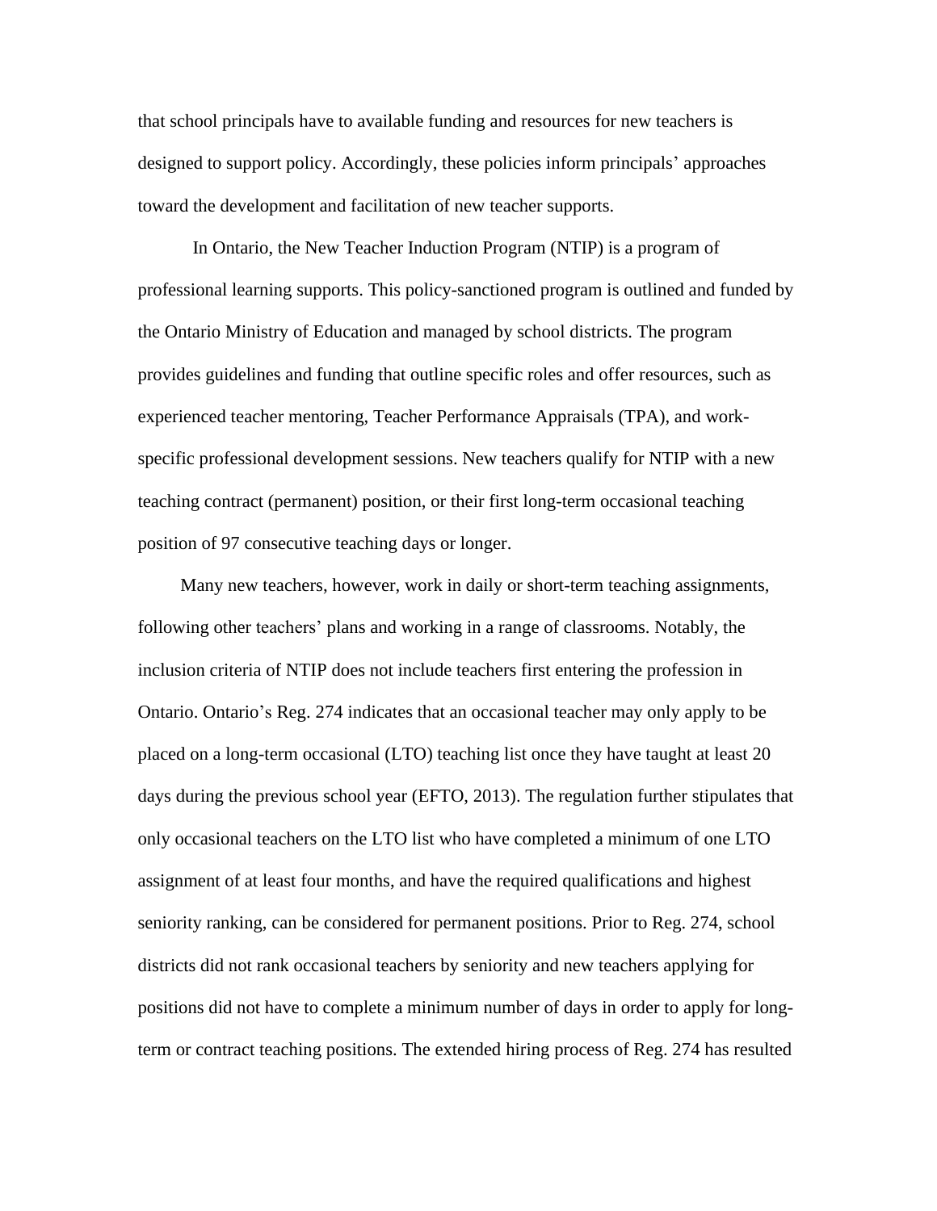that school principals have to available funding and resources for new teachers is designed to support policy. Accordingly, these policies inform principals' approaches toward the development and facilitation of new teacher supports.

In Ontario, the New Teacher Induction Program (NTIP) is a program of professional learning supports. This policy-sanctioned program is outlined and funded by the Ontario Ministry of Education and managed by school districts. The program provides guidelines and funding that outline specific roles and offer resources, such as experienced teacher mentoring, Teacher Performance Appraisals (TPA), and work-specific professional development sessions. New teachers qualify for NTIP with a new teaching contract (permanent) position, or their first long-term occasional teaching position of 97 consecutive teaching days or longer.

Many new teachers, however, work in daily or short-term teaching assignments, following other teachers' plans and working in a range of classrooms. Notably, the inclusion criteria of NTIP does not include teachers first entering the profession in Ontario. Ontario's Reg. 274 indicates that an occasional teacher may only apply to be placed on a long-term occasional (LTO) teaching list once they have taught at least 20 days during the previous school year (EFTO, 2013). The regulation further stipulates that only occasional teachers on the LTO list who have completed a minimum of one LTO assignment of at least four months, and have the required qualifications and highest seniority ranking, can be considered for permanent positions. Prior to Reg. 274, school districts did not rank occasional teachers by seniority and new teachers applying for positions did not have to complete a minimum number of days in order to apply for long-term or contract teaching positions. The extended hiring process of Reg. 274 has resulted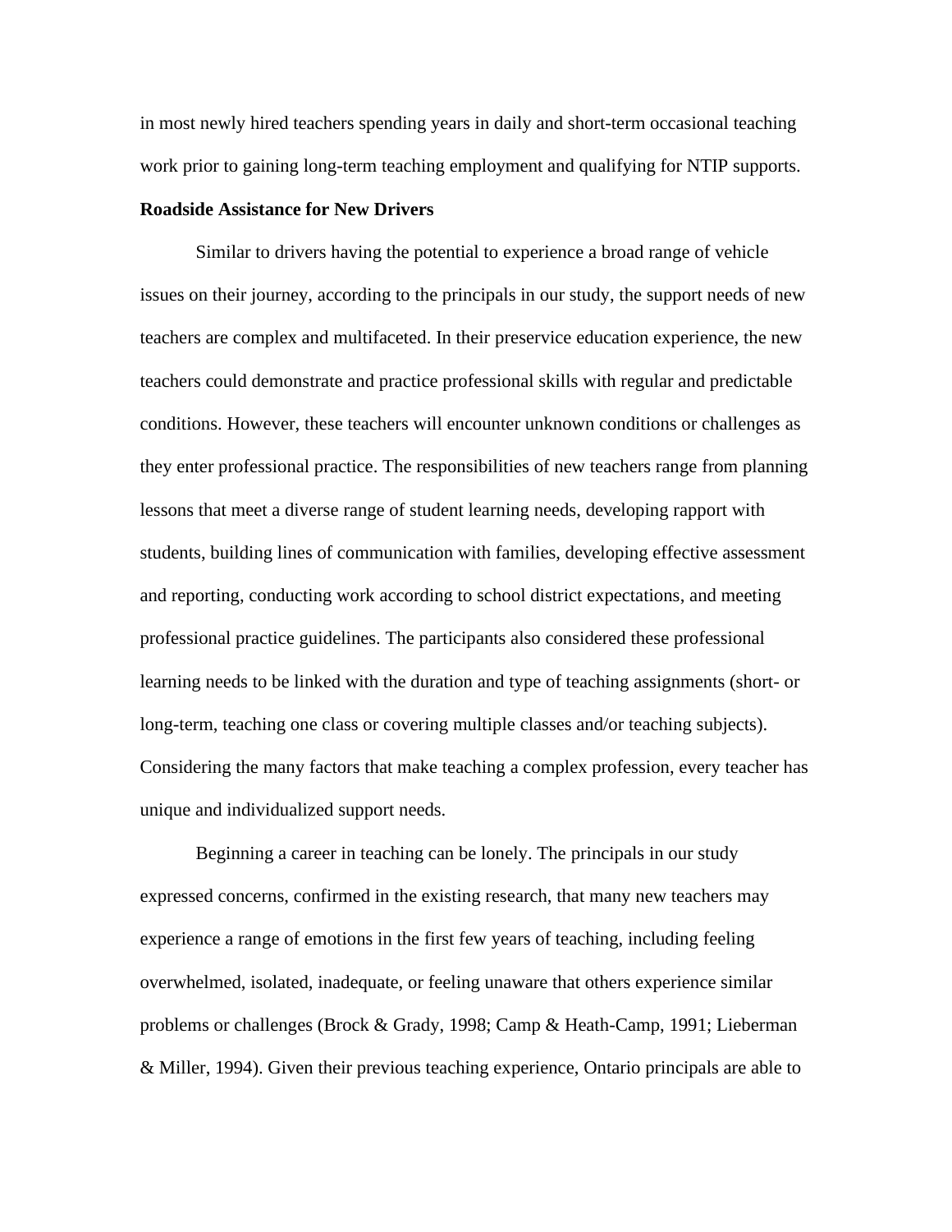in most newly hired teachers spending years in daily and short-term occasional teaching work prior to gaining long-term teaching employment and qualifying for NTIP supports.

**Roadside Assistance for New Drivers**

Similar to drivers having the potential to experience a broad range of vehicle issues on their journey, according to the principals in our study, the support needs of new teachers are complex and multifaceted. In their preservice education experience, the new teachers could demonstrate and practice professional skills with regular and predictable conditions. However, these teachers will encounter unknown conditions or challenges as they enter professional practice. The responsibilities of new teachers range from planning lessons that meet a diverse range of student learning needs, developing rapport with students, building lines of communication with families, developing effective assessment and reporting, conducting work according to school district expectations, and meeting professional practice guidelines. The participants also considered these professional learning needs to be linked with the duration and type of teaching assignments (short- or long-term, teaching one class or covering multiple classes and/or teaching subjects). Considering the many factors that make teaching a complex profession, every teacher has unique and individualized support needs.

Beginning a career in teaching can be lonely. The principals in our study expressed concerns, confirmed in the existing research, that many new teachers may experience a range of emotions in the first few years of teaching, including feeling overwhelmed, isolated, inadequate, or feeling unaware that others experience similar problems or challenges (Brock & Grady, 1998; Camp & Heath-Camp, 1991; Lieberman & Miller, 1994). Given their previous teaching experience, Ontario principals are able to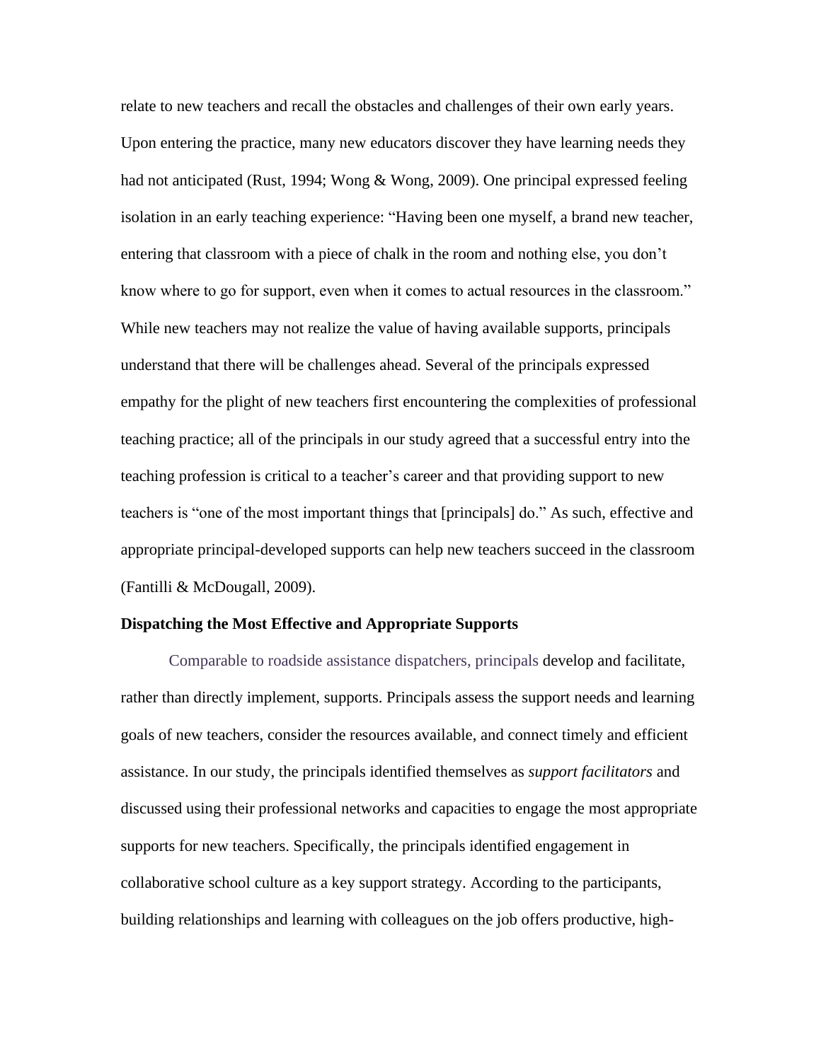relate to new teachers and recall the obstacles and challenges of their own early years. Upon entering the practice, many new educators discover they have learning needs they had not anticipated (Rust, 1994; Wong & Wong, 2009). One principal expressed feeling isolation in an early teaching experience: "Having been one myself, a brand new teacher, entering that classroom with a piece of chalk in the room and nothing else, you don't know where to go for support, even when it comes to actual resources in the classroom." While new teachers may not realize the value of having available supports, principals understand that there will be challenges ahead. Several of the principals expressed empathy for the plight of new teachers first encountering the complexities of professional teaching practice; all of the principals in our study agreed that a successful entry into the teaching profession is critical to a teacher's career and that providing support to new teachers is "one of the most important things that [principals] do." As such, effective and appropriate principal-developed supports can help new teachers succeed in the classroom (Fantilli & McDougall, 2009).

**Dispatching the Most Effective and Appropriate Supports**

Comparable to roadside assistance dispatchers, principals develop and facilitate, rather than directly implement, supports. Principals assess the support needs and learning goals of new teachers, consider the resources available, and connect timely and efficient assistance. In our study, the principals identified themselves as *support facilitators* and discussed using their professional networks and capacities to engage the most appropriate supports for new teachers. Specifically, the principals identified engagement in collaborative school culture as a key support strategy. According to the participants, building relationships and learning with colleagues on the job offers productive, high-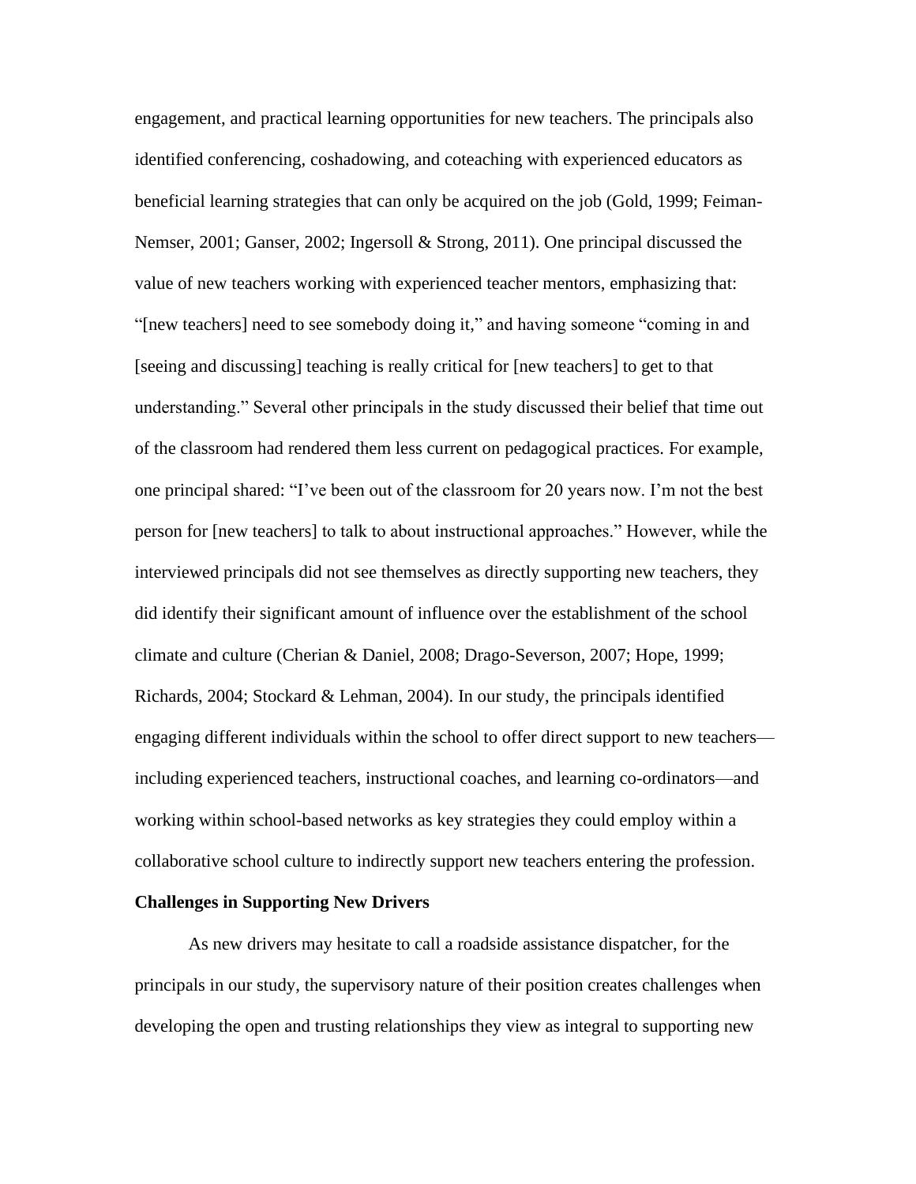engagement, and practical learning opportunities for new teachers. The principals also identified conferencing, coshadowing, and coteaching with experienced educators as beneficial learning strategies that can only be acquired on the job (Gold, 1999; Feiman-Nemser, 2001; Ganser, 2002; Ingersoll & Strong, 2011). One principal discussed the value of new teachers working with experienced teacher mentors, emphasizing that: "[new teachers] need to see somebody doing it," and having someone "coming in and [seeing and discussing] teaching is really critical for [new teachers] to get to that understanding." Several other principals in the study discussed their belief that time out of the classroom had rendered them less current on pedagogical practices. For example, one principal shared: "I've been out of the classroom for 20 years now. I'm not the best person for [new teachers] to talk to about instructional approaches." However, while the interviewed principals did not see themselves as directly supporting new teachers, they did identify their significant amount of influence over the establishment of the school climate and culture (Cherian & Daniel, 2008; Drago-Severson, 2007; Hope, 1999; Richards, 2004; Stockard & Lehman, 2004). In our study, the principals identified engaging different individuals within the school to offer direct support to new teachers—including experienced teachers, instructional coaches, and learning co-ordinators—and working within school-based networks as key strategies they could employ within a collaborative school culture to indirectly support new teachers entering the profession.

**Challenges in Supporting New Drivers**

As new drivers may hesitate to call a roadside assistance dispatcher, for the principals in our study, the supervisory nature of their position creates challenges when developing the open and trusting relationships they view as integral to supporting new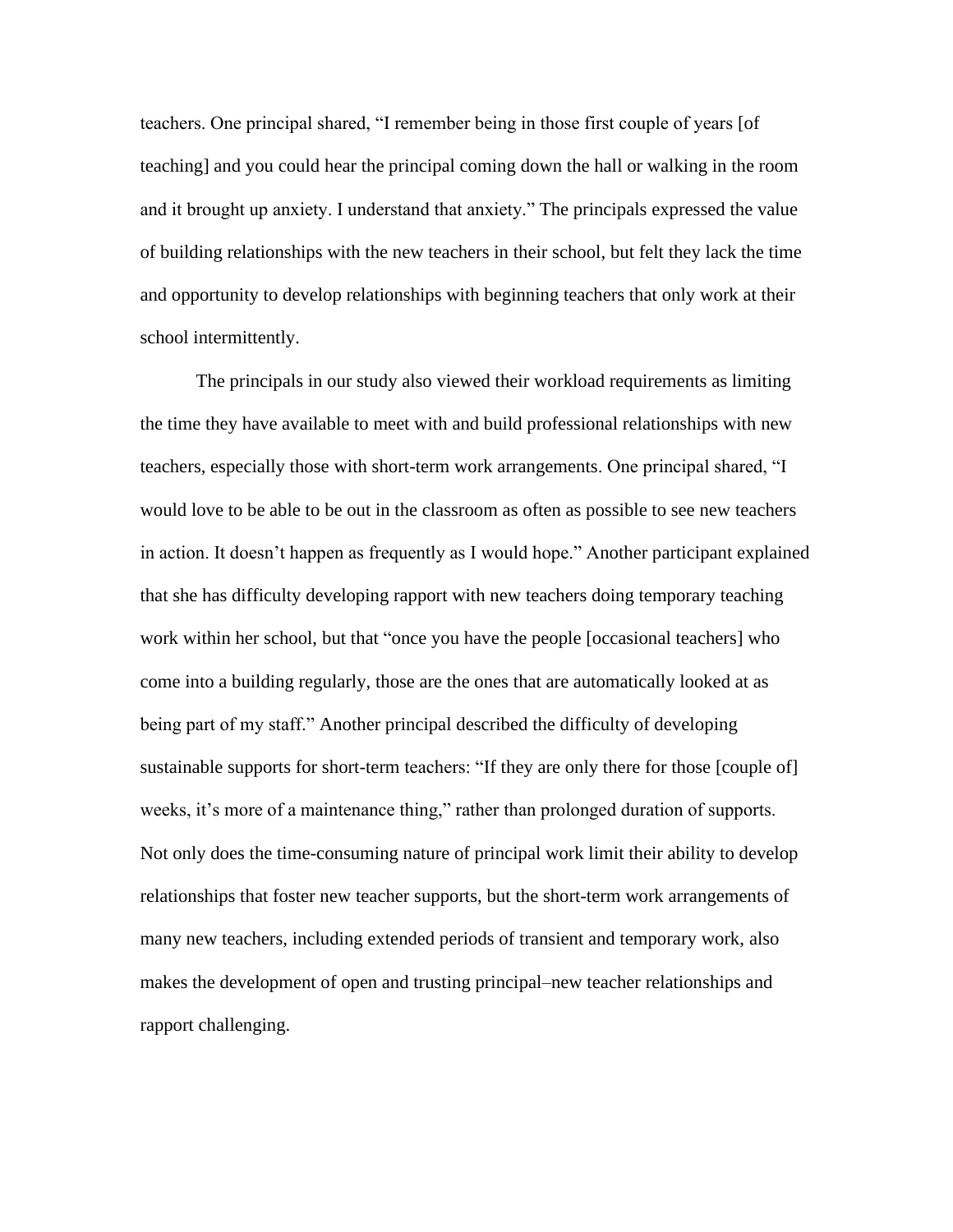teachers. One principal shared, “I remember being in those first couple of years [of teaching] and you could hear the principal coming down the hall or walking in the room and it brought up anxiety. I understand that anxiety.” The principals expressed the value of building relationships with the new teachers in their school, but felt they lack the time and opportunity to develop relationships with beginning teachers that only work at their school intermittently.

The principals in our study also viewed their workload requirements as limiting the time they have available to meet with and build professional relationships with new teachers, especially those with short-term work arrangements. One principal shared, “I would love to be able to be out in the classroom as often as possible to see new teachers in action. It doesn’t happen as frequently as I would hope.” Another participant explained that she has difficulty developing rapport with new teachers doing temporary teaching work within her school, but that “once you have the people [occasional teachers] who come into a building regularly, those are the ones that are automatically looked at as being part of my staff.” Another principal described the difficulty of developing sustainable supports for short-term teachers: “If they are only there for those [couple of] weeks, it’s more of a maintenance thing,” rather than prolonged duration of supports. Not only does the time-consuming nature of principal work limit their ability to develop relationships that foster new teacher supports, but the short-term work arrangements of many new teachers, including extended periods of transient and temporary work, also makes the development of open and trusting principal–new teacher relationships and rapport challenging.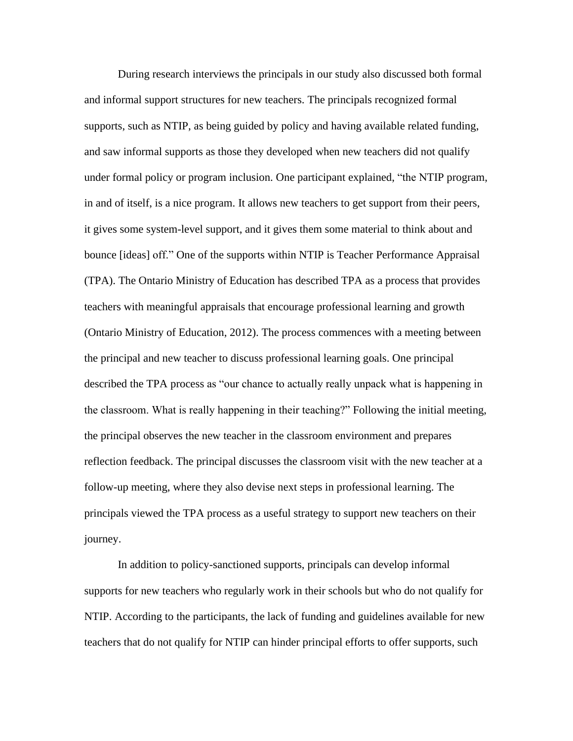During research interviews the principals in our study also discussed both formal and informal support structures for new teachers. The principals recognized formal supports, such as NTIP, as being guided by policy and having available related funding, and saw informal supports as those they developed when new teachers did not qualify under formal policy or program inclusion. One participant explained, "the NTIP program, in and of itself, is a nice program. It allows new teachers to get support from their peers, it gives some system-level support, and it gives them some material to think about and bounce [ideas] off." One of the supports within NTIP is Teacher Performance Appraisal (TPA). The Ontario Ministry of Education has described TPA as a process that provides teachers with meaningful appraisals that encourage professional learning and growth (Ontario Ministry of Education, 2012). The process commences with a meeting between the principal and new teacher to discuss professional learning goals. One principal described the TPA process as "our chance to actually really unpack what is happening in the classroom. What is really happening in their teaching?" Following the initial meeting, the principal observes the new teacher in the classroom environment and prepares reflection feedback. The principal discusses the classroom visit with the new teacher at a follow-up meeting, where they also devise next steps in professional learning. The principals viewed the TPA process as a useful strategy to support new teachers on their journey.

In addition to policy-sanctioned supports, principals can develop informal supports for new teachers who regularly work in their schools but who do not qualify for NTIP. According to the participants, the lack of funding and guidelines available for new teachers that do not qualify for NTIP can hinder principal efforts to offer supports, such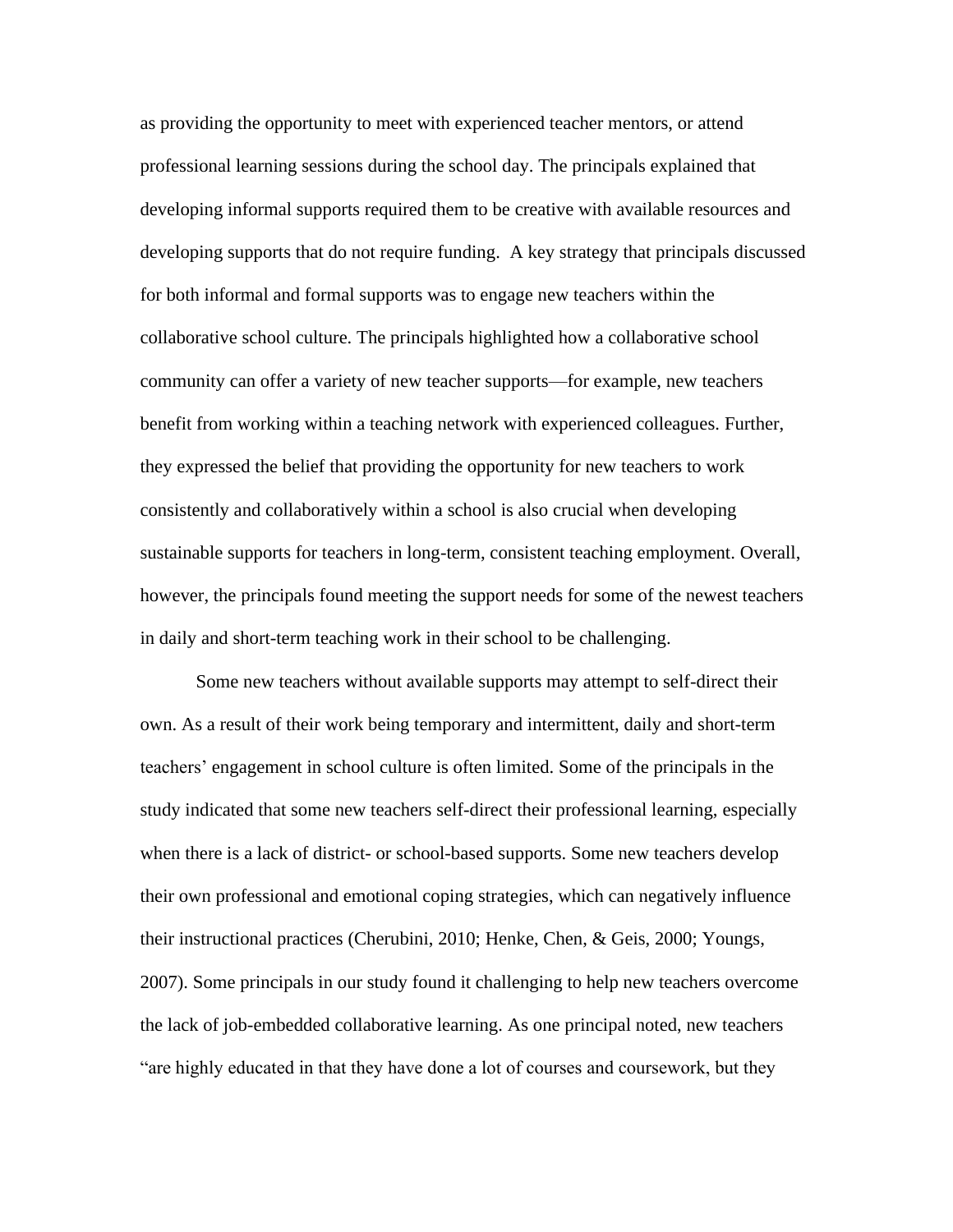as providing the opportunity to meet with experienced teacher mentors, or attend professional learning sessions during the school day. The principals explained that developing informal supports required them to be creative with available resources and developing supports that do not require funding. A key strategy that principals discussed for both informal and formal supports was to engage new teachers within the collaborative school culture. The principals highlighted how a collaborative school community can offer a variety of new teacher supports—for example, new teachers benefit from working within a teaching network with experienced colleagues. Further, they expressed the belief that providing the opportunity for new teachers to work consistently and collaboratively within a school is also crucial when developing sustainable supports for teachers in long-term, consistent teaching employment. Overall, however, the principals found meeting the support needs for some of the newest teachers in daily and short-term teaching work in their school to be challenging.

Some new teachers without available supports may attempt to self-direct their own. As a result of their work being temporary and intermittent, daily and short-term teachers' engagement in school culture is often limited. Some of the principals in the study indicated that some new teachers self-direct their professional learning, especially when there is a lack of district- or school-based supports. Some new teachers develop their own professional and emotional coping strategies, which can negatively influence their instructional practices (Cherubini, 2010; Henke, Chen, & Geis, 2000; Youngs, 2007). Some principals in our study found it challenging to help new teachers overcome the lack of job-embedded collaborative learning. As one principal noted, new teachers "are highly educated in that they have done a lot of courses and coursework, but they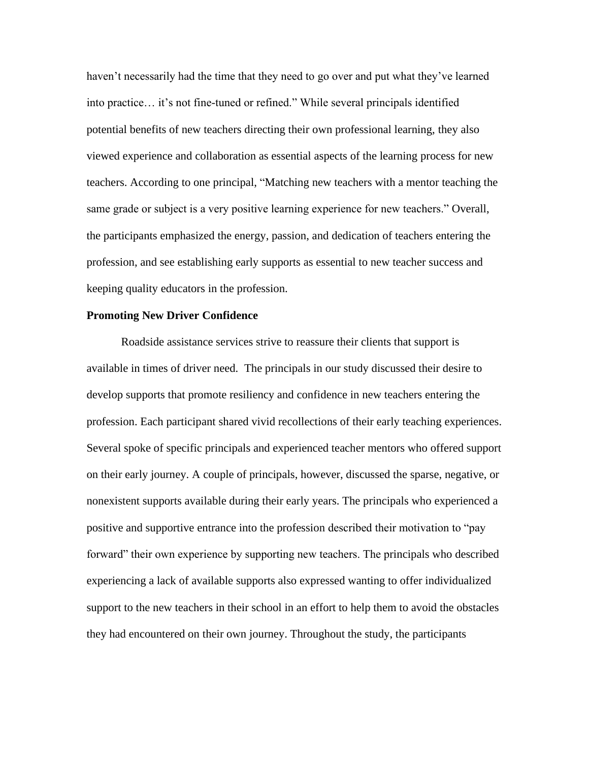haven't necessarily had the time that they need to go over and put what they've learned into practice… it's not fine-tuned or refined." While several principals identified potential benefits of new teachers directing their own professional learning, they also viewed experience and collaboration as essential aspects of the learning process for new teachers. According to one principal, "Matching new teachers with a mentor teaching the same grade or subject is a very positive learning experience for new teachers." Overall, the participants emphasized the energy, passion, and dedication of teachers entering the profession, and see establishing early supports as essential to new teacher success and keeping quality educators in the profession.

**Promoting New Driver Confidence**

Roadside assistance services strive to reassure their clients that support is available in times of driver need. The principals in our study discussed their desire to develop supports that promote resiliency and confidence in new teachers entering the profession. Each participant shared vivid recollections of their early teaching experiences. Several spoke of specific principals and experienced teacher mentors who offered support on their early journey. A couple of principals, however, discussed the sparse, negative, or nonexistent supports available during their early years. The principals who experienced a positive and supportive entrance into the profession described their motivation to "pay forward" their own experience by supporting new teachers. The principals who described experiencing a lack of available supports also expressed wanting to offer individualized support to the new teachers in their school in an effort to help them to avoid the obstacles they had encountered on their own journey. Throughout the study, the participants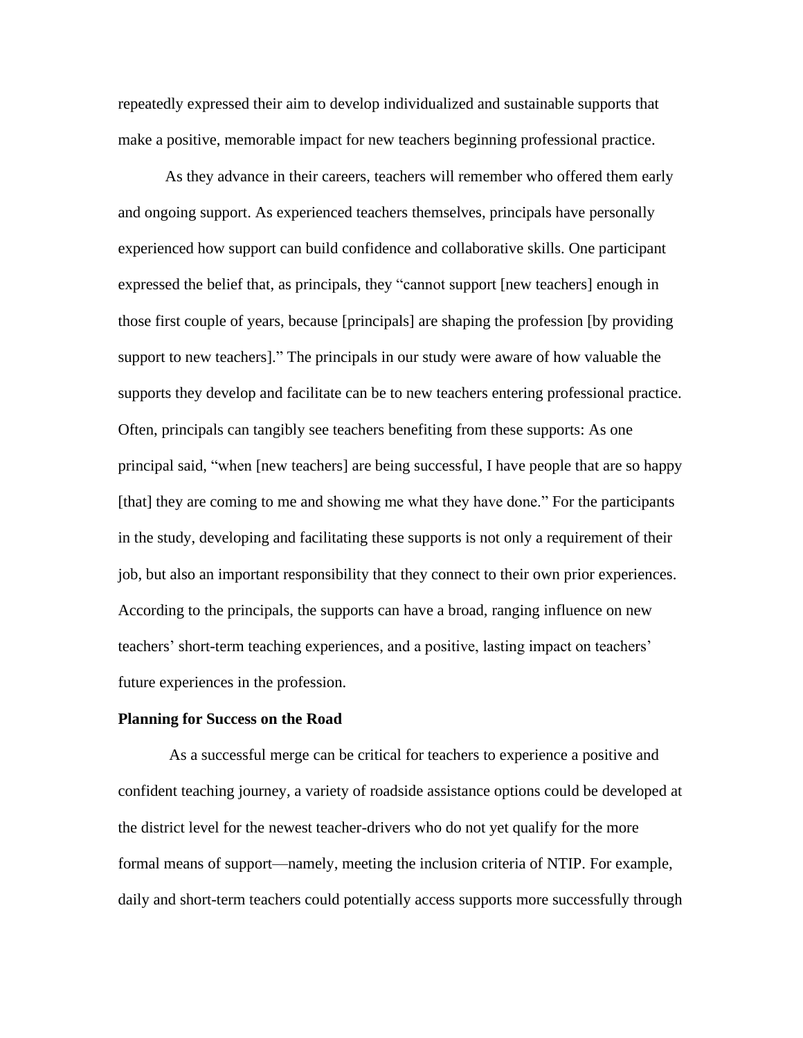repeatedly expressed their aim to develop individualized and sustainable supports that make a positive, memorable impact for new teachers beginning professional practice.

As they advance in their careers, teachers will remember who offered them early and ongoing support. As experienced teachers themselves, principals have personally experienced how support can build confidence and collaborative skills. One participant expressed the belief that, as principals, they "cannot support [new teachers] enough in those first couple of years, because [principals] are shaping the profession [by providing support to new teachers]." The principals in our study were aware of how valuable the supports they develop and facilitate can be to new teachers entering professional practice. Often, principals can tangibly see teachers benefiting from these supports: As one principal said, "when [new teachers] are being successful, I have people that are so happy [that] they are coming to me and showing me what they have done." For the participants in the study, developing and facilitating these supports is not only a requirement of their job, but also an important responsibility that they connect to their own prior experiences. According to the principals, the supports can have a broad, ranging influence on new teachers' short-term teaching experiences, and a positive, lasting impact on teachers' future experiences in the profession.

**Planning for Success on the Road**

As a successful merge can be critical for teachers to experience a positive and confident teaching journey, a variety of roadside assistance options could be developed at the district level for the newest teacher-drivers who do not yet qualify for the more formal means of support—namely, meeting the inclusion criteria of NTIP. For example, daily and short-term teachers could potentially access supports more successfully through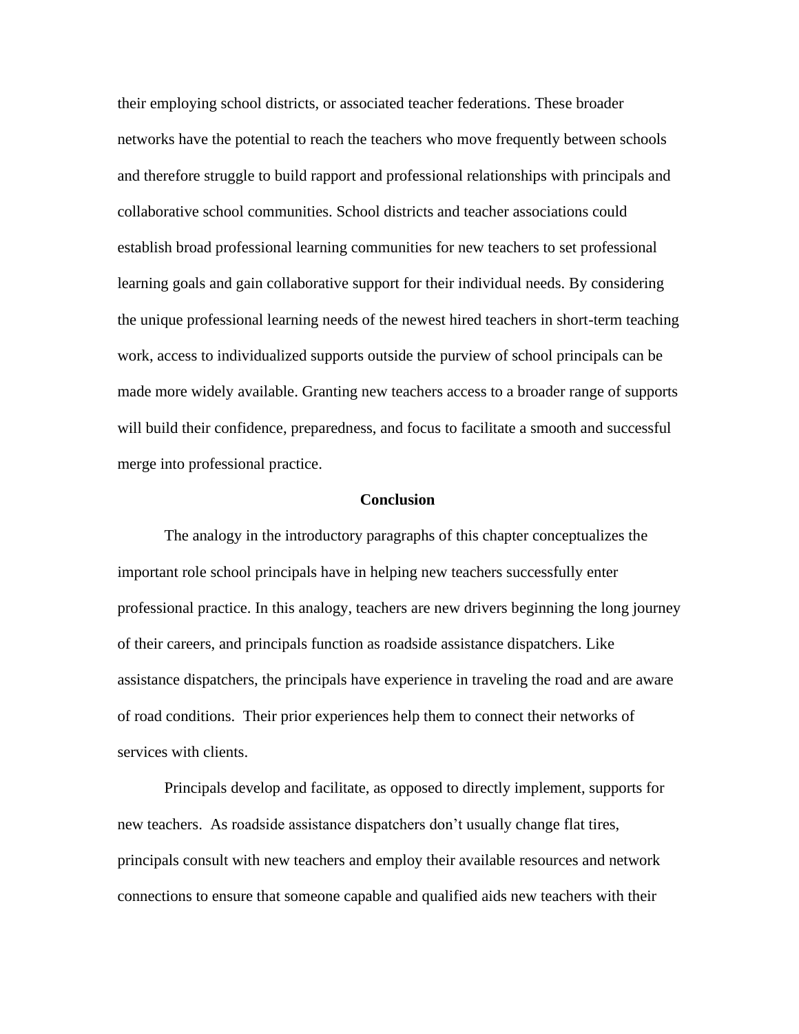their employing school districts, or associated teacher federations. These broader networks have the potential to reach the teachers who move frequently between schools and therefore struggle to build rapport and professional relationships with principals and collaborative school communities. School districts and teacher associations could establish broad professional learning communities for new teachers to set professional learning goals and gain collaborative support for their individual needs. By considering the unique professional learning needs of the newest hired teachers in short-term teaching work, access to individualized supports outside the purview of school principals can be made more widely available. Granting new teachers access to a broader range of supports will build their confidence, preparedness, and focus to facilitate a smooth and successful merge into professional practice.

## Conclusion

The analogy in the introductory paragraphs of this chapter conceptualizes the important role school principals have in helping new teachers successfully enter professional practice. In this analogy, teachers are new drivers beginning the long journey of their careers, and principals function as roadside assistance dispatchers. Like assistance dispatchers, the principals have experience in traveling the road and are aware of road conditions. Their prior experiences help them to connect their networks of services with clients.

Principals develop and facilitate, as opposed to directly implement, supports for new teachers. As roadside assistance dispatchers don't usually change flat tires, principals consult with new teachers and employ their available resources and network connections to ensure that someone capable and qualified aids new teachers with their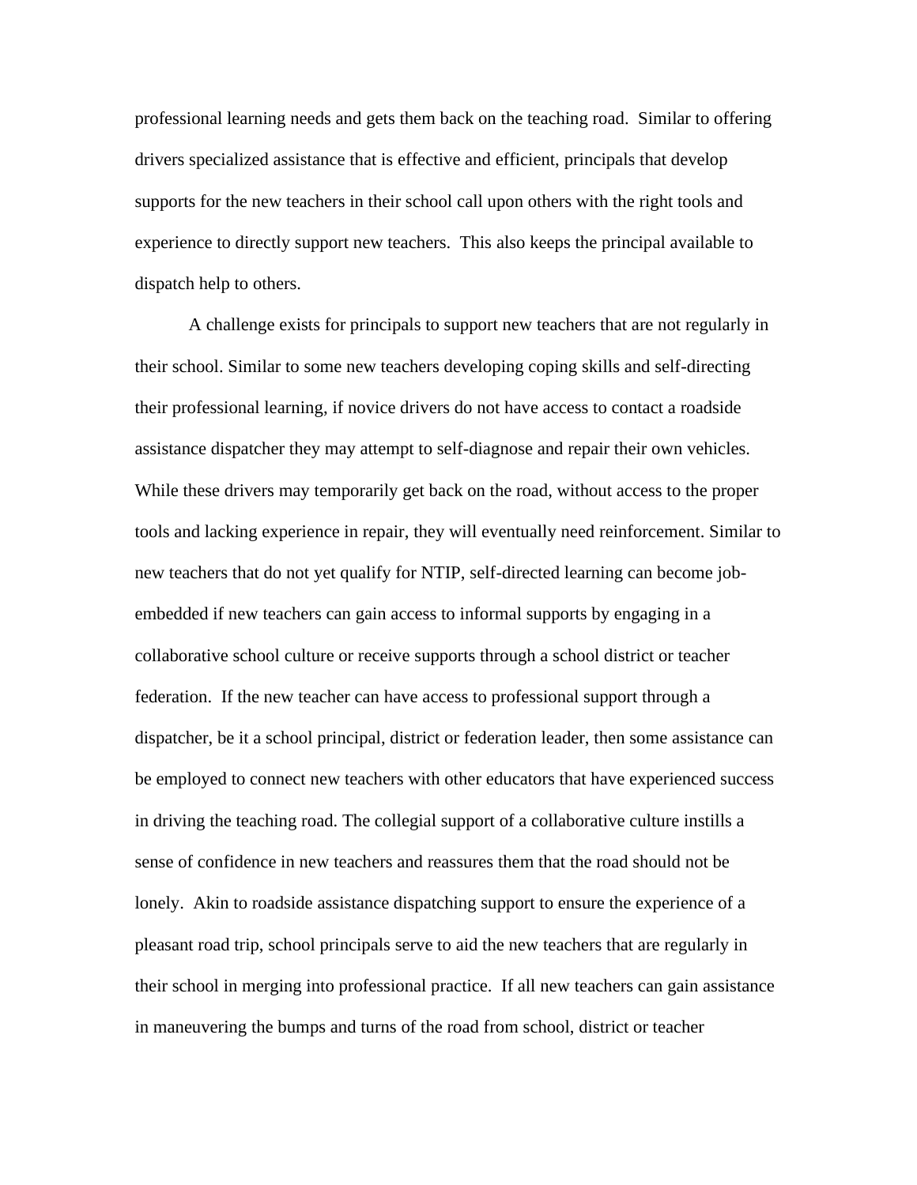professional learning needs and gets them back on the teaching road.  Similar to offering drivers specialized assistance that is effective and efficient, principals that develop supports for the new teachers in their school call upon others with the right tools and experience to directly support new teachers.  This also keeps the principal available to dispatch help to others.

A challenge exists for principals to support new teachers that are not regularly in their school. Similar to some new teachers developing coping skills and self-directing their professional learning, if novice drivers do not have access to contact a roadside assistance dispatcher they may attempt to self-diagnose and repair their own vehicles. While these drivers may temporarily get back on the road, without access to the proper tools and lacking experience in repair, they will eventually need reinforcement. Similar to new teachers that do not yet qualify for NTIP, self-directed learning can become job-embedded if new teachers can gain access to informal supports by engaging in a collaborative school culture or receive supports through a school district or teacher federation.  If the new teacher can have access to professional support through a dispatcher, be it a school principal, district or federation leader, then some assistance can be employed to connect new teachers with other educators that have experienced success in driving the teaching road. The collegial support of a collaborative culture instills a sense of confidence in new teachers and reassures them that the road should not be lonely.  Akin to roadside assistance dispatching support to ensure the experience of a pleasant road trip, school principals serve to aid the new teachers that are regularly in their school in merging into professional practice.  If all new teachers can gain assistance in maneuvering the bumps and turns of the road from school, district or teacher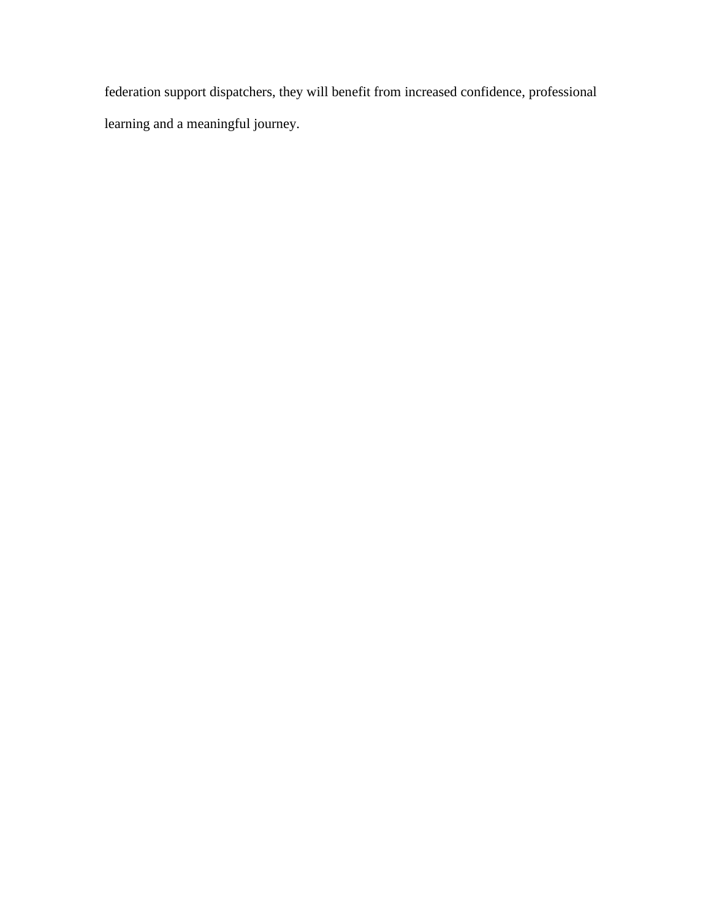federation support dispatchers, they will benefit from increased confidence, professional learning and a meaningful journey.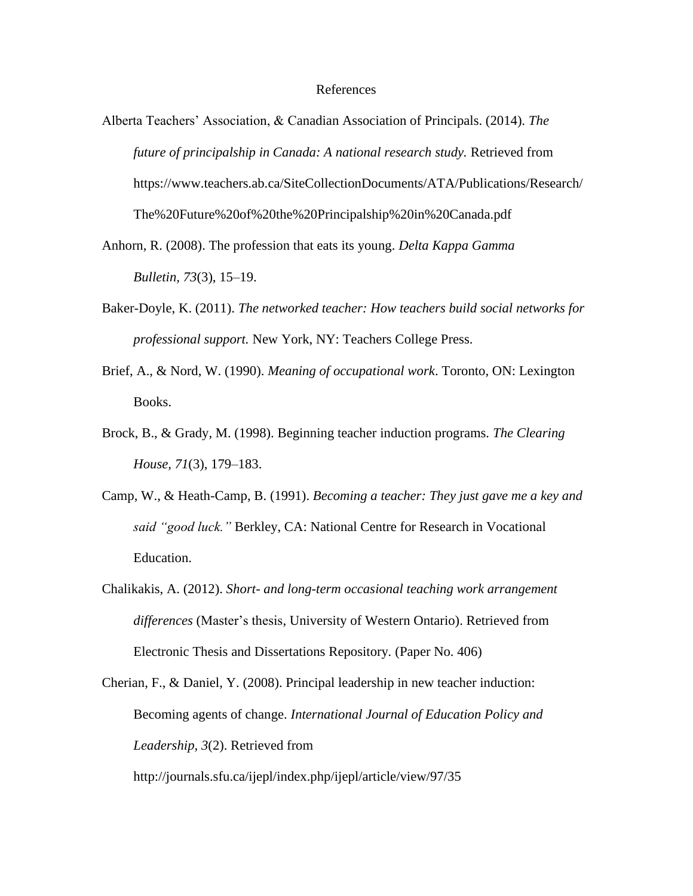# References

Alberta Teachers' Association, & Canadian Association of Principals. (2014). *The future of principalship in Canada: A national research study.* Retrieved from https://www.teachers.ab.ca/SiteCollectionDocuments/ATA/Publications/Research/The%20Future%20of%20the%20Principalship%20in%20Canada.pdf

Anhorn, R. (2008). The profession that eats its young. *Delta Kappa Gamma Bulletin, 73*(3), 15–19.

Baker-Doyle, K. (2011). *The networked teacher: How teachers build social networks for professional support.* New York, NY: Teachers College Press.

Brief, A., & Nord, W. (1990). *Meaning of occupational work*. Toronto, ON: Lexington Books.

Brock, B., & Grady, M. (1998). Beginning teacher induction programs. *The Clearing House, 71*(3), 179–183.

Camp, W., & Heath-Camp, B. (1991). *Becoming a teacher: They just gave me a key and said "good luck."* Berkley, CA: National Centre for Research in Vocational Education.

Chalikakis, A. (2012). *Short- and long-term occasional teaching work arrangement differences* (Master's thesis, University of Western Ontario). Retrieved from Electronic Thesis and Dissertations Repository. (Paper No. 406)

Cherian, F., & Daniel, Y. (2008). Principal leadership in new teacher induction: Becoming agents of change. *International Journal of Education Policy and Leadership, 3*(2). Retrieved from http://journals.sfu.ca/ijepl/index.php/ijepl/article/view/97/35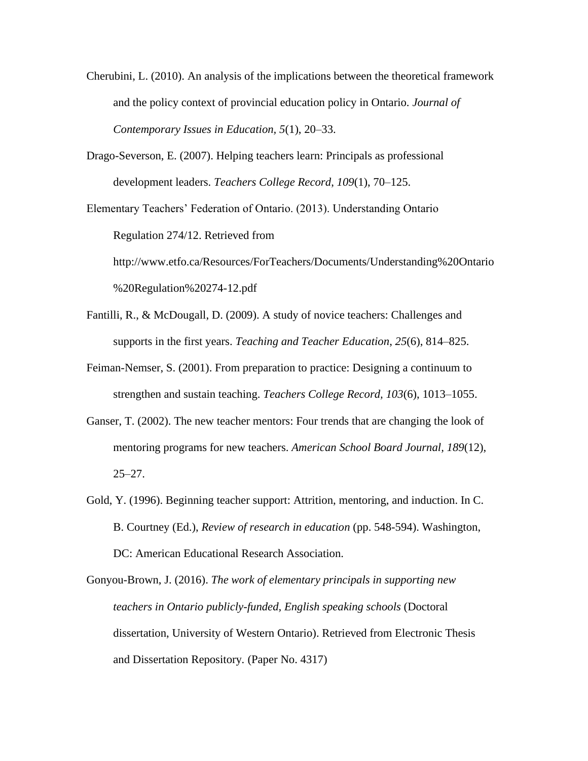Cherubini, L. (2010). An analysis of the implications between the theoretical framework and the policy context of provincial education policy in Ontario. *Journal of Contemporary Issues in Education, 5*(1), 20–33.

Drago-Severson, E. (2007). Helping teachers learn: Principals as professional development leaders. *Teachers College Record*, *109*(1), 70–125.

Elementary Teachers' Federation of Ontario. (2013). Understanding Ontario Regulation 274/12. Retrieved from http://www.etfo.ca/Resources/ForTeachers/Documents/Understanding%20Ontario%20Regulation%20274-12.pdf

Fantilli, R., & McDougall, D. (2009). A study of novice teachers: Challenges and supports in the first years. *Teaching and Teacher Education*, *25*(6), 814–825.

Feiman-Nemser, S. (2001). From preparation to practice: Designing a continuum to strengthen and sustain teaching. *Teachers College Record, 103*(6), 1013–1055.

Ganser, T. (2002). The new teacher mentors: Four trends that are changing the look of mentoring programs for new teachers. *American School Board Journal*, *189*(12), 25–27.

Gold, Y. (1996). Beginning teacher support: Attrition, mentoring, and induction. In C. B. Courtney (Ed.), *Review of research in education* (pp. 548-594). Washington, DC: American Educational Research Association.

Gonyou-Brown, J. (2016). *The work of elementary principals in supporting new teachers in Ontario publicly-funded, English speaking schools* (Doctoral dissertation, University of Western Ontario). Retrieved from Electronic Thesis and Dissertation Repository. (Paper No. 4317)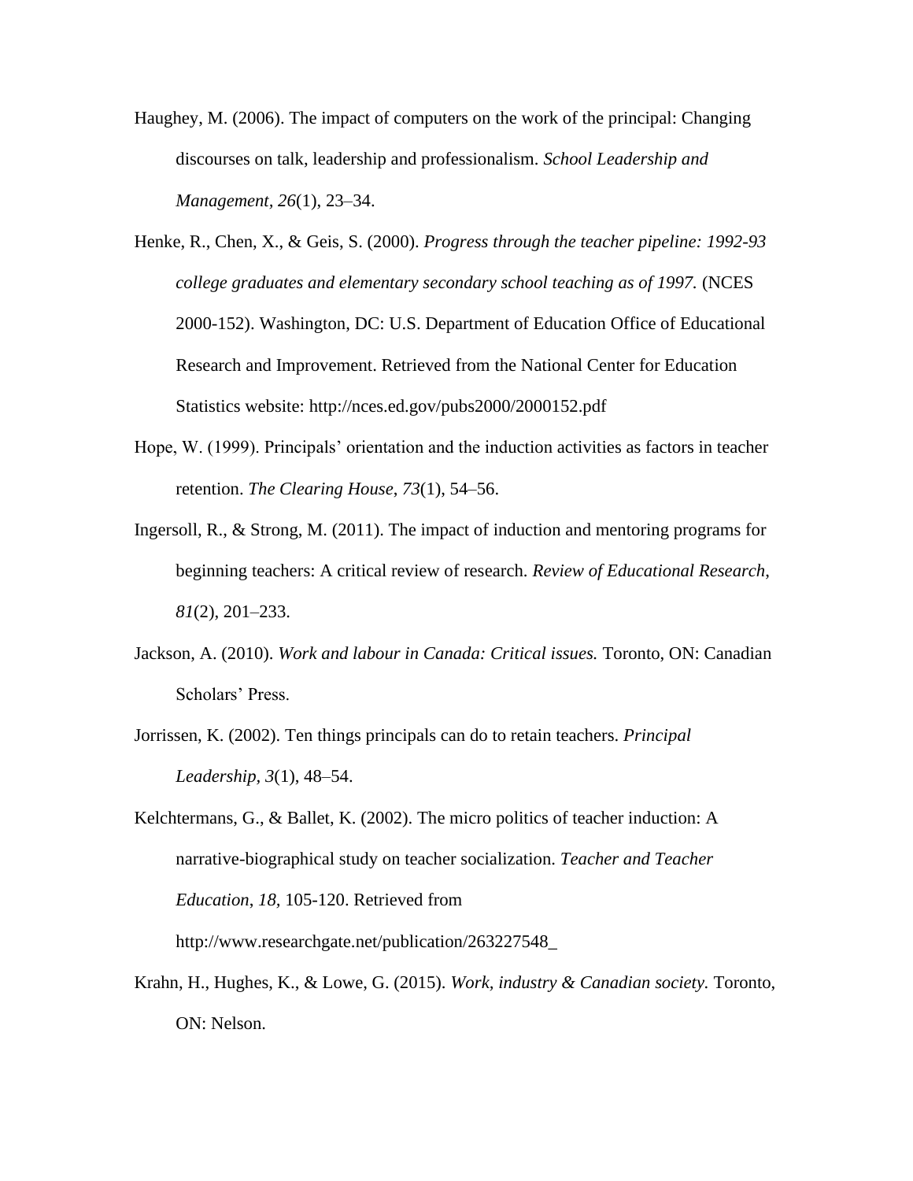Haughey, M. (2006). The impact of computers on the work of the principal: Changing discourses on talk, leadership and professionalism. *School Leadership and Management, 26*(1), 23–34.

Henke, R., Chen, X., & Geis, S. (2000). *Progress through the teacher pipeline: 1992-93 college graduates and elementary secondary school teaching as of 1997.* (NCES 2000-152). Washington, DC: U.S. Department of Education Office of Educational Research and Improvement. Retrieved from the National Center for Education Statistics website: http://nces.ed.gov/pubs2000/2000152.pdf

Hope, W. (1999). Principals' orientation and the induction activities as factors in teacher retention. *The Clearing House*, *73*(1), 54–56.

Ingersoll, R., & Strong, M. (2011). The impact of induction and mentoring programs for beginning teachers: A critical review of research. *Review of Educational Research*, *81*(2), 201–233.

Jackson, A. (2010). *Work and labour in Canada: Critical issues.* Toronto, ON: Canadian Scholars' Press.

Jorrissen, K. (2002). Ten things principals can do to retain teachers. *Principal Leadership, 3*(1), 48–54.

Kelchtermans, G., & Ballet, K. (2002). The micro politics of teacher induction: A narrative-biographical study on teacher socialization. *Teacher and Teacher Education*, *18,* 105-120. Retrieved from http://www.researchgate.net/publication/263227548_

Krahn, H., Hughes, K., & Lowe, G. (2015). *Work, industry & Canadian society.* Toronto, ON: Nelson.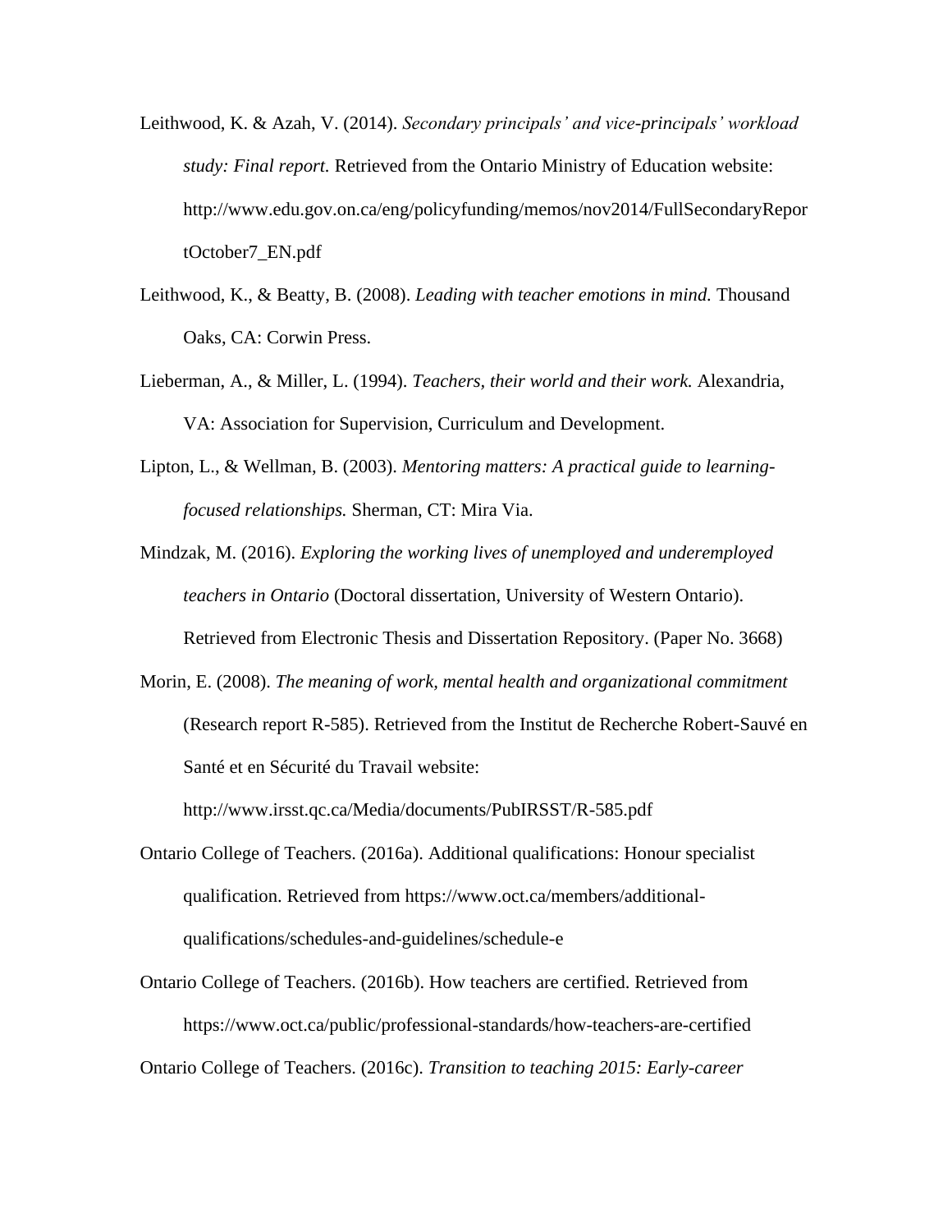Leithwood, K. & Azah, V. (2014). *Secondary principals' and vice-principals' workload study: Final report.* Retrieved from the Ontario Ministry of Education website: http://www.edu.gov.on.ca/eng/policyfunding/memos/nov2014/FullSecondaryReportOctober7_EN.pdf

Leithwood, K., & Beatty, B. (2008). *Leading with teacher emotions in mind.* Thousand Oaks, CA: Corwin Press.

Lieberman, A., & Miller, L. (1994). *Teachers, their world and their work.* Alexandria, VA: Association for Supervision, Curriculum and Development.

Lipton, L., & Wellman, B. (2003). *Mentoring matters: A practical guide to learning-focused relationships.* Sherman, CT: Mira Via.

Mindzak, M. (2016). *Exploring the working lives of unemployed and underemployed teachers in Ontario* (Doctoral dissertation, University of Western Ontario). Retrieved from Electronic Thesis and Dissertation Repository. (Paper No. 3668)

Morin, E. (2008). *The meaning of work, mental health and organizational commitment* (Research report R-585). Retrieved from the Institut de Recherche Robert-Sauvé en Santé et en Sécurité du Travail website: http://www.irsst.qc.ca/Media/documents/PubIRSST/R-585.pdf

Ontario College of Teachers. (2016a). Additional qualifications: Honour specialist qualification. Retrieved from https://www.oct.ca/members/additional-qualifications/schedules-and-guidelines/schedule-e

Ontario College of Teachers. (2016b). How teachers are certified. Retrieved from https://www.oct.ca/public/professional-standards/how-teachers-are-certified

Ontario College of Teachers. (2016c). *Transition to teaching 2015: Early-career*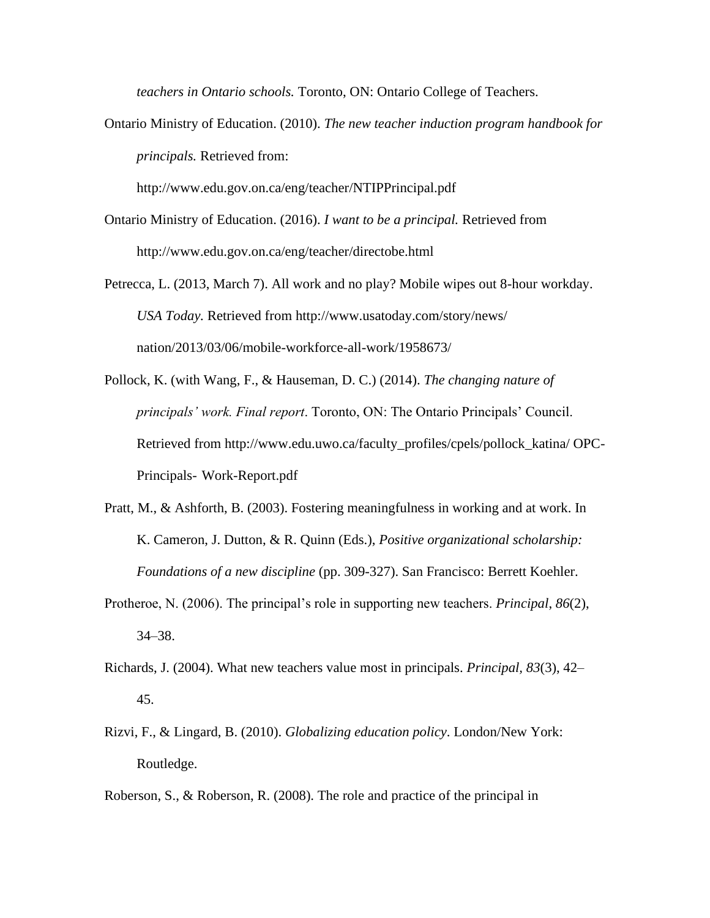*teachers in Ontario schools.* Toronto, ON: Ontario College of Teachers.

Ontario Ministry of Education. (2010). *The new teacher induction program handbook for principals.* Retrieved from: http://www.edu.gov.on.ca/eng/teacher/NTIPPrincipal.pdf

Ontario Ministry of Education. (2016). *I want to be a principal.* Retrieved from http://www.edu.gov.on.ca/eng/teacher/directobe.html

Petrecca, L. (2013, March 7). All work and no play? Mobile wipes out 8-hour workday. *USA Today.* Retrieved from http://www.usatoday.com/story/news/ nation/2013/03/06/mobile-workforce-all-work/1958673/

Pollock, K. (with Wang, F., & Hauseman, D. C.) (2014). *The changing nature of principals' work. Final report*. Toronto, ON: The Ontario Principals' Council. Retrieved from http://www.edu.uwo.ca/faculty_profiles/cpels/pollock_katina/ OPC-Principals- Work-Report.pdf

Pratt, M., & Ashforth, B. (2003). Fostering meaningfulness in working and at work. In K. Cameron, J. Dutton, & R. Quinn (Eds.), *Positive organizational scholarship: Foundations of a new discipline* (pp. 309-327). San Francisco: Berrett Koehler.

Protheroe, N. (2006). The principal's role in supporting new teachers. *Principal*, *86*(2), 34–38.

Richards, J. (2004). What new teachers value most in principals. *Principal, 83*(3), 42–45.

Rizvi, F., & Lingard, B. (2010). *Globalizing education policy*. London/New York: Routledge.

Roberson, S., & Roberson, R. (2008). The role and practice of the principal in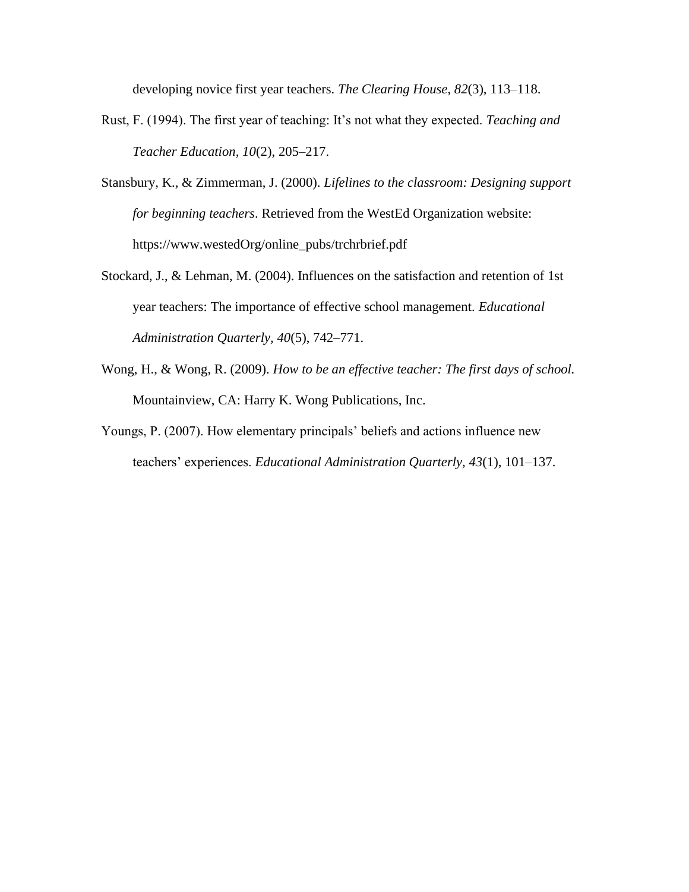developing novice first year teachers. *The Clearing House, 82*(3), 113–118.

Rust, F. (1994). The first year of teaching: It's not what they expected. *Teaching and Teacher Education, 10*(2), 205–217.

Stansbury, K., & Zimmerman, J. (2000). *Lifelines to the classroom: Designing support for beginning teachers*. Retrieved from the WestEd Organization website: https://www.westedOrg/online_pubs/trchrbrief.pdf

Stockard, J., & Lehman, M. (2004). Influences on the satisfaction and retention of 1st year teachers: The importance of effective school management. *Educational Administration Quarterly, 40*(5), 742–771.

Wong, H., & Wong, R. (2009). *How to be an effective teacher: The first days of school*. Mountainview, CA: Harry K. Wong Publications, Inc.

Youngs, P. (2007). How elementary principals' beliefs and actions influence new teachers' experiences. *Educational Administration Quarterly, 43*(1), 101–137.